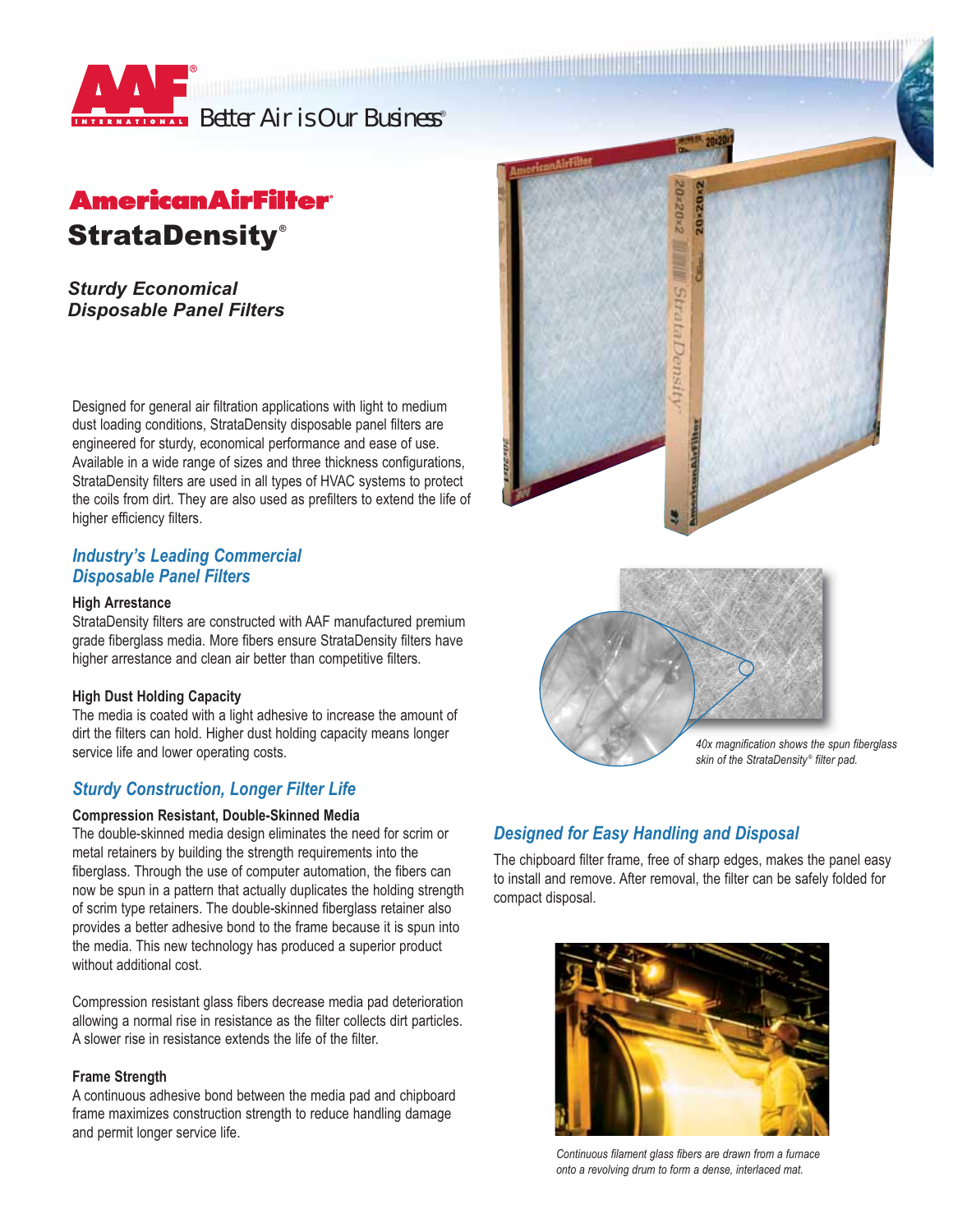AAF INTERNATIONAL Better Air is Our Business®

# AmericanAirFilter®

# StrataDensity®

## *Sturdy Economical Disposable Panel Filters*

Designed for general air filtration applications with light to medium dust loading conditions, StrataDensity disposable panel filters are engineered for sturdy, economical performance and ease of use. Available in a wide range of sizes and three thickness configurations, StrataDensity filters are used in all types of HVAC systems to protect the coils from dirt. They are also used as prefilters to extend the life of higher efficiency filters.

## *Industry's Leading Commercial Disposable Panel Filters*

**High Arrestance**

StrataDensity filters are constructed with AAF manufactured premium grade fiberglass media. More fibers ensure StrataDensity filters have higher arrestance and clean air better than competitive filters.

**High Dust Holding Capacity**

The media is coated with a light adhesive to increase the amount of dirt the filters can hold. Higher dust holding capacity means longer service life and lower operating costs.

## *Sturdy Construction, Longer Filter Life*

**Compression Resistant, Double-Skinned Media**

The double-skinned media design eliminates the need for scrim or metal retainers by building the strength requirements into the fiberglass. Through the use of computer automation, the fibers can now be spun in a pattern that actually duplicates the holding strength of scrim type retainers. The double-skinned fiberglass retainer also provides a better adhesive bond to the frame because it is spun into the media. This new technology has produced a superior product without additional cost.

Compression resistant glass fibers decrease media pad deterioration allowing a normal rise in resistance as the filter collects dirt particles. A slower rise in resistance extends the life of the filter.

**Frame Strength**

A continuous adhesive bond between the media pad and chipboard frame maximizes construction strength to reduce handling damage and permit longer service life.

*40x magnification shows the spun fiberglass skin of the StrataDensity® filter pad.*

## *Designed for Easy Handling and Disposal*

The chipboard filter frame, free of sharp edges, makes the panel easy to install and remove. After removal, the filter can be safely folded for compact disposal.

*Continuous filament glass fibers are drawn from a furnace onto a revolving drum to form a dense, interlaced mat.*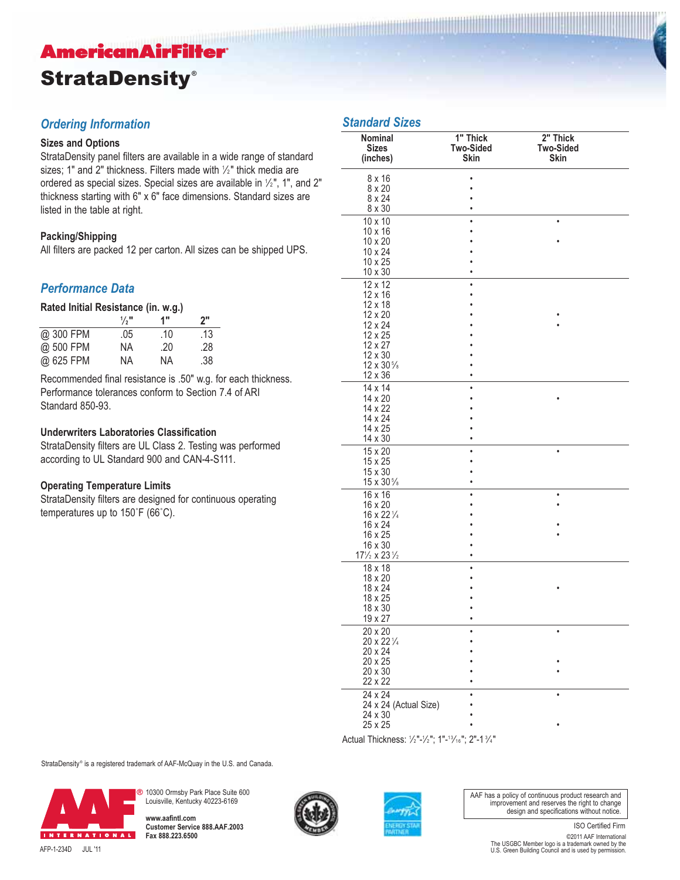# AmericanAirFilter

# StrataDensity®

## Ordering Information

### Sizes and Options

StrataDensity panel filters are available in a wide range of standard sizes; 1" and 2" thickness. Filters made with ½" thick media are ordered as special sizes. Special sizes are available in ½", 1", and 2" thickness starting with 6" x 6" face dimensions. Standard sizes are listed in the table at right.

### Packing/Shipping

All filters are packed 12 per carton. All sizes can be shipped UPS.

## Performance Data

### Rated Initial Resistance (in. w.g.)

| | ½" | 1" | 2" |
|---|---|---|---|
| @ 300 FPM | .05 | .10 | .13 |
| @ 500 FPM | NA | .20 | .28 |
| @ 625 FPM | NA | NA | .38 |

Recommended final resistance is .50" w.g. for each thickness. Performance tolerances conform to Section 7.4 of ARI Standard 850-93.

### Underwriters Laboratories Classification

StrataDensity filters are UL Class 2. Testing was performed according to UL Standard 900 and CAN-4-S111.

### Operating Temperature Limits

StrataDensity filters are designed for continuous operating temperatures up to 150˚F (66˚C).

## Standard Sizes

| Nominal Sizes (inches) | 1" Thick Two-Sided Skin | 2" Thick Two-Sided Skin |
|---|---|---|
| 8 x 16 | • | |
| 8 x 20 | • | |
| 8 x 24 | • | |
| 8 x 30 | • | |
| 10 x 10 | • | • |
| 10 x 16 | • | |
| 10 x 20 | • | • |
| 10 x 24 | • | |
| 10 x 25 | • | |
| 10 x 30 | • | |
| 12 x 12 | • | |
| 12 x 16 | • | |
| 12 x 18 | • | |
| 12 x 20 | • | • |
| 12 x 24 | • | • |
| 12 x 25 | • | |
| 12 x 27 | • | |
| 12 x 30 | • | |
| 12 x 30⅝ | • | |
| 12 x 36 | • | |
| 14 x 14 | • | |
| 14 x 20 | • | • |
| 14 x 22 | • | |
| 14 x 24 | • | |
| 14 x 25 | • | |
| 14 x 30 | • | |
| 15 x 20 | • | • |
| 15 x 25 | • | |
| 15 x 30 | • | |
| 15 x 30⅝ | • | |
| 16 x 16 | • | • |
| 16 x 20 | • | • |
| 16 x 22¼ | • | |
| 16 x 24 | • | • |
| 16 x 25 | • | • |
| 16 x 30 | • | |
| 17½ x 23½ | • | |
| 18 x 18 | • | |
| 18 x 20 | • | |
| 18 x 24 | • | • |
| 18 x 25 | • | |
| 18 x 30 | • | |
| 19 x 27 | • | |
| 20 x 20 | • | • |
| 20 x 22¼ | • | |
| 20 x 24 | • | |
| 20 x 25 | • | • |
| 20 x 30 | • | • |
| 22 x 22 | • | |
| 24 x 24 | • | • |
| 24 x 24 (Actual Size) | • | |
| 24 x 30 | • | |
| 25 x 25 | • | • |

Actual Thickness: ½"-½"; 1"-13⁄16"; 2"-1¾"

StrataDensity® is a registered trademark of AAF-McQuay in the U.S. and Canada.

AAF International

10300 Ormsby Park Place Suite 600
Louisville, Kentucky 40223-6169

www.aafintl.com
Customer Service 888.AAF.2003
Fax 888.223.6500

AAF has a policy of continuous product research and improvement and reserves the right to change design and specifications without notice.

ISO Certified Firm

©2011 AAF International
The USGBC Member logo is a trademark owned by the U.S. Green Building Council and is used by permission.

AFP-1-234D JUL '11